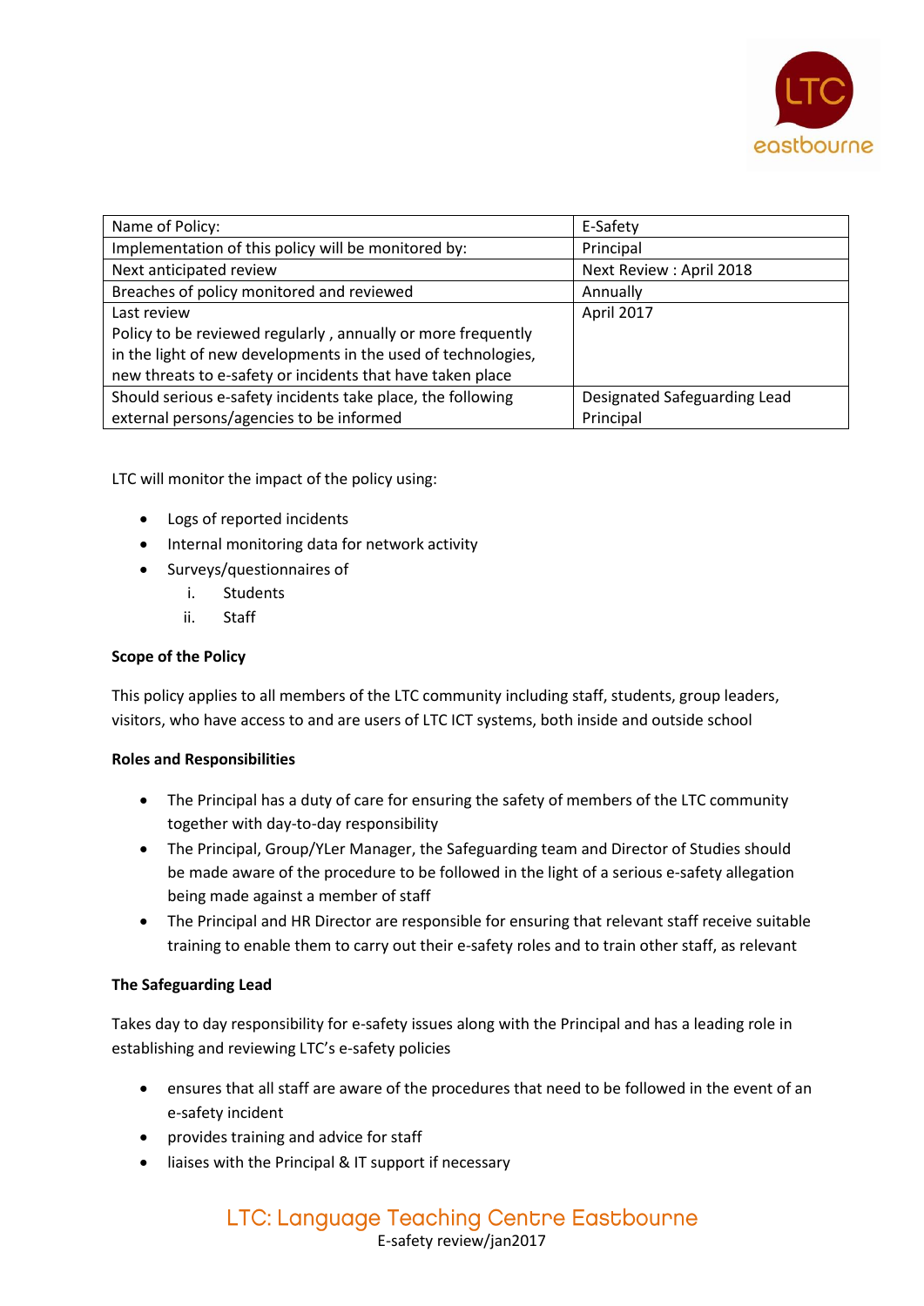| Name of Policy: | E-Safety |
| --- | --- |
| Implementation of this policy will be monitored by: | Principal |
| Next anticipated review | Next Review : April 2018 |
| Breaches of policy monitored and reviewed | Annually |
| Last review<br>Policy to be reviewed regularly , annually or more frequently in the light of new developments in the used of technologies, new threats to e-safety or incidents that have taken place | April 2017 |
| Should serious e-safety incidents take place, the following external persons/agencies to be informed | Designated Safeguarding Lead<br>Principal |

LTC will monitor the impact of the policy using:

- Logs of reported incidents
- Internal monitoring data for network activity
- Surveys/questionnaires of
    i. Students
    ii. Staff

**Scope of the Policy**

This policy applies to all members of the LTC community including staff, students, group leaders, visitors, who have access to and are users of LTC ICT systems, both inside and outside school

**Roles and Responsibilities**

- The Principal has a duty of care for ensuring the safety of members of the LTC community together with day-to-day responsibility
- The Principal, Group/YLer Manager, the Safeguarding team and Director of Studies should be made aware of the procedure to be followed in the light of a serious e-safety allegation being made against a member of staff
- The Principal and HR Director are responsible for ensuring that relevant staff receive suitable training to enable them to carry out their e-safety roles and to train other staff, as relevant

**The Safeguarding Lead**

Takes day to day responsibility for e-safety issues along with the Principal and has a leading role in establishing and reviewing LTC's e-safety policies

- ensures that all staff are aware of the procedures that need to be followed in the event of an e-safety incident
- provides training and advice for staff
- liaises with the Principal & IT support if necessary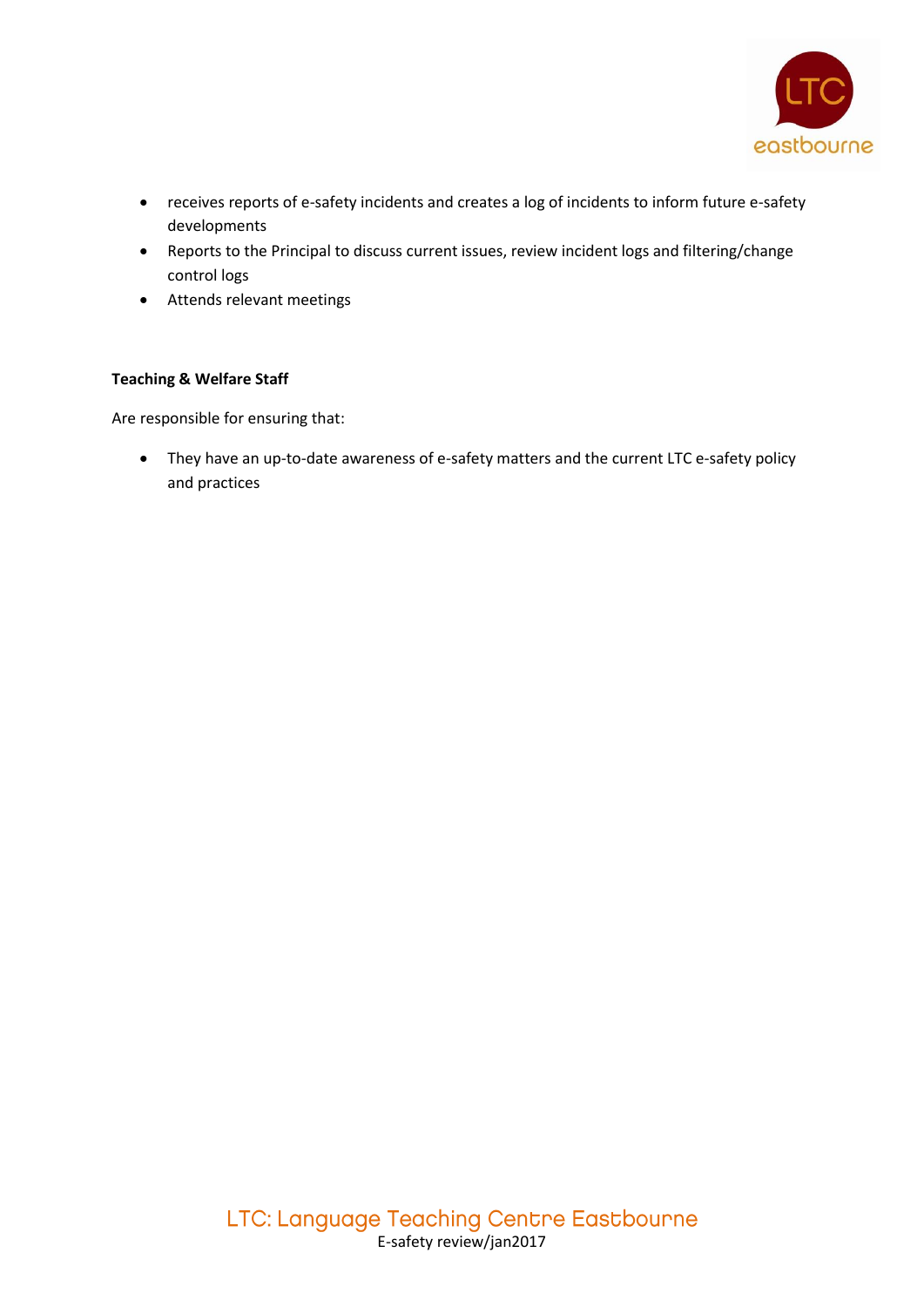- receives reports of e-safety incidents and creates a log of incidents to inform future e-safety developments
- Reports to the Principal to discuss current issues, review incident logs and filtering/change control logs
- Attends relevant meetings

**Teaching & Welfare Staff**

Are responsible for ensuring that:

- They have an up-to-date awareness of e-safety matters and the current LTC e-safety policy and practices